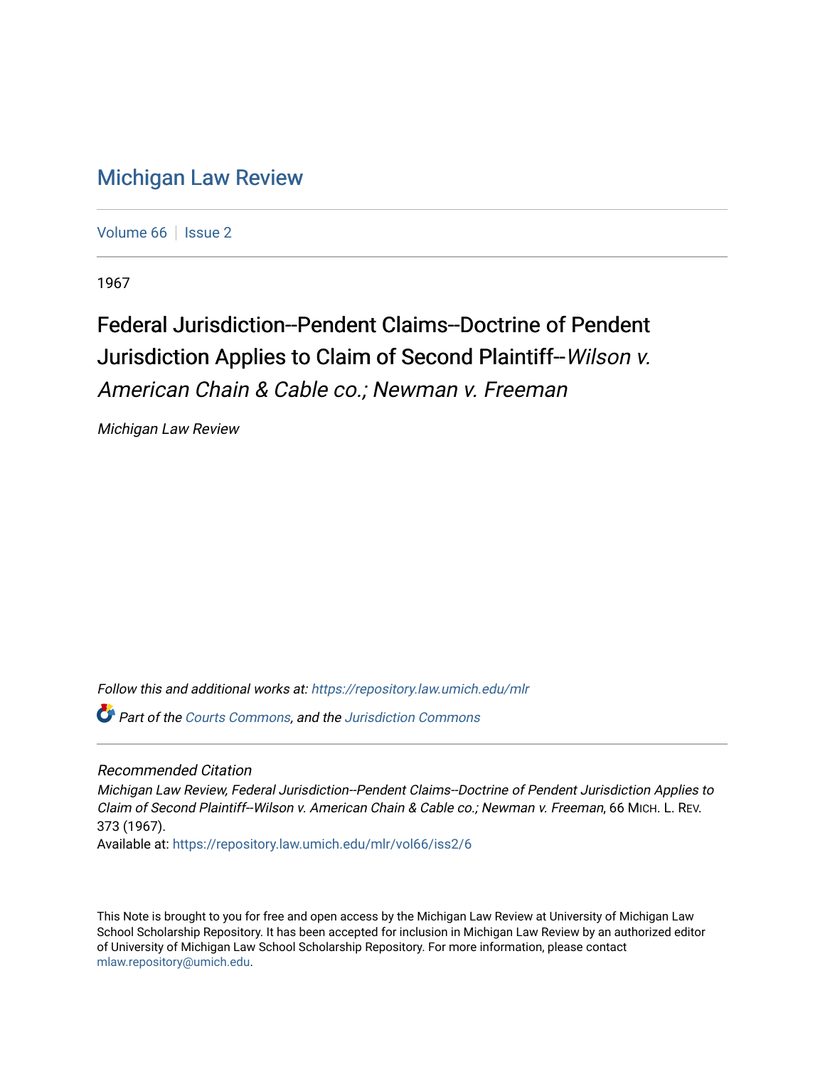# Michigan Law Review

Volume 66 | Issue 2

1967

## Federal Jurisdiction--Pendent Claims--Doctrine of Pendent Jurisdiction Applies to Claim of Second Plaintiff--*Wilson v. American Chain & Cable co.; Newman v. Freeman*

*Michigan Law Review*

*Follow this and additional works at:* https://repository.law.umich.edu/mlr

Part of the Courts Commons, and the Jurisdiction Commons

### Recommended Citation

*Michigan Law Review, Federal Jurisdiction--Pendent Claims--Doctrine of Pendent Jurisdiction Applies to Claim of Second Plaintiff--Wilson v. American Chain & Cable co.; Newman v. Freeman*, 66 MICH. L. REV. 373 (1967).

Available at: https://repository.law.umich.edu/mlr/vol66/iss2/6

This Note is brought to you for free and open access by the Michigan Law Review at University of Michigan Law School Scholarship Repository. It has been accepted for inclusion in Michigan Law Review by an authorized editor of University of Michigan Law School Scholarship Repository. For more information, please contact mlaw.repository@umich.edu.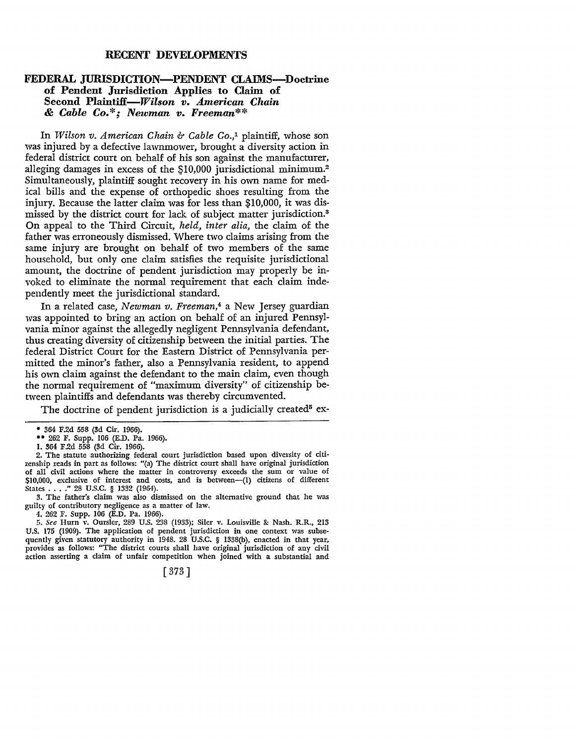## RECENT DEVELOPMENTS

### FEDERAL JURISDICTION—PENDENT CLAIMS—Doctrine of Pendent Jurisdiction Applies to Claim of Second Plaintiff—*Wilson v. American Chain & Cable Co.*\*; *Newman v. Freeman*\*\*

In *Wilson v. American Chain & Cable Co.*,[1] plaintiff, whose son was injured by a defective lawnmower, brought a diversity action in federal district court on behalf of his son against the manufacturer, alleging damages in excess of the \$10,000 jurisdictional minimum.[2] Simultaneously, plaintiff sought recovery in his own name for medical bills and the expense of orthopedic shoes resulting from the injury. Because the latter claim was for less than \$10,000, it was dismissed by the district court for lack of subject matter jurisdiction.[3] On appeal to the Third Circuit, *held, inter alia*, the claim of the father was erroneously dismissed. Where two claims arising from the same injury are brought on behalf of two members of the same household, but only one claim satisfies the requisite jurisdictional amount, the doctrine of pendent jurisdiction may properly be invoked to eliminate the normal requirement that each claim independently meet the jurisdictional standard.

In a related case, *Newman v. Freeman*,[4] a New Jersey guardian was appointed to bring an action on behalf of an injured Pennsylvania minor against the allegedly negligent Pennsylvania defendant, thus creating diversity of citizenship between the initial parties. The federal District Court for the Eastern District of Pennsylvania permitted the minor's father, also a Pennsylvania resident, to append his own claim against the defendant to the main claim, even though the normal requirement of "maximum diversity" of citizenship between plaintiffs and defendants was thereby circumvented.

The doctrine of pendent jurisdiction is a judicially created[5] ex-

---

\* 364 F.2d 558 (3d Cir. 1966).

\*\* 262 F. Supp. 106 (E.D. Pa. 1966).

1. 364 F.2d 558 (3d Cir. 1966).

2. The statute authorizing federal court jurisdiction based upon diversity of citizenship reads in part as follows: "(a) The district court shall have original jurisdiction of all civil actions where the matter in controversy exceeds the sum or value of \$10,000, exclusive of interest and costs, and is between—(1) citizens of different States . . . ." 28 U.S.C. § 1332 (1964).

3. The father's claim was also dismissed on the alternative ground that he was guilty of contributory negligence as a matter of law.

4. 262 F. Supp. 106 (E.D. Pa. 1966).

5. *See* Hurn v. Oursler, 289 U.S. 238 (1933); Siler v. Louisville & Nash. R.R., 213 U.S. 175 (1909). The application of pendent jurisdiction in one context was subsequently given statutory authority in 1948. 28 U.S.C. § 1338(b), enacted in that year, provides as follows: "The district courts shall have original jurisdiction of any civil action asserting a claim of unfair competition when joined with a substantial and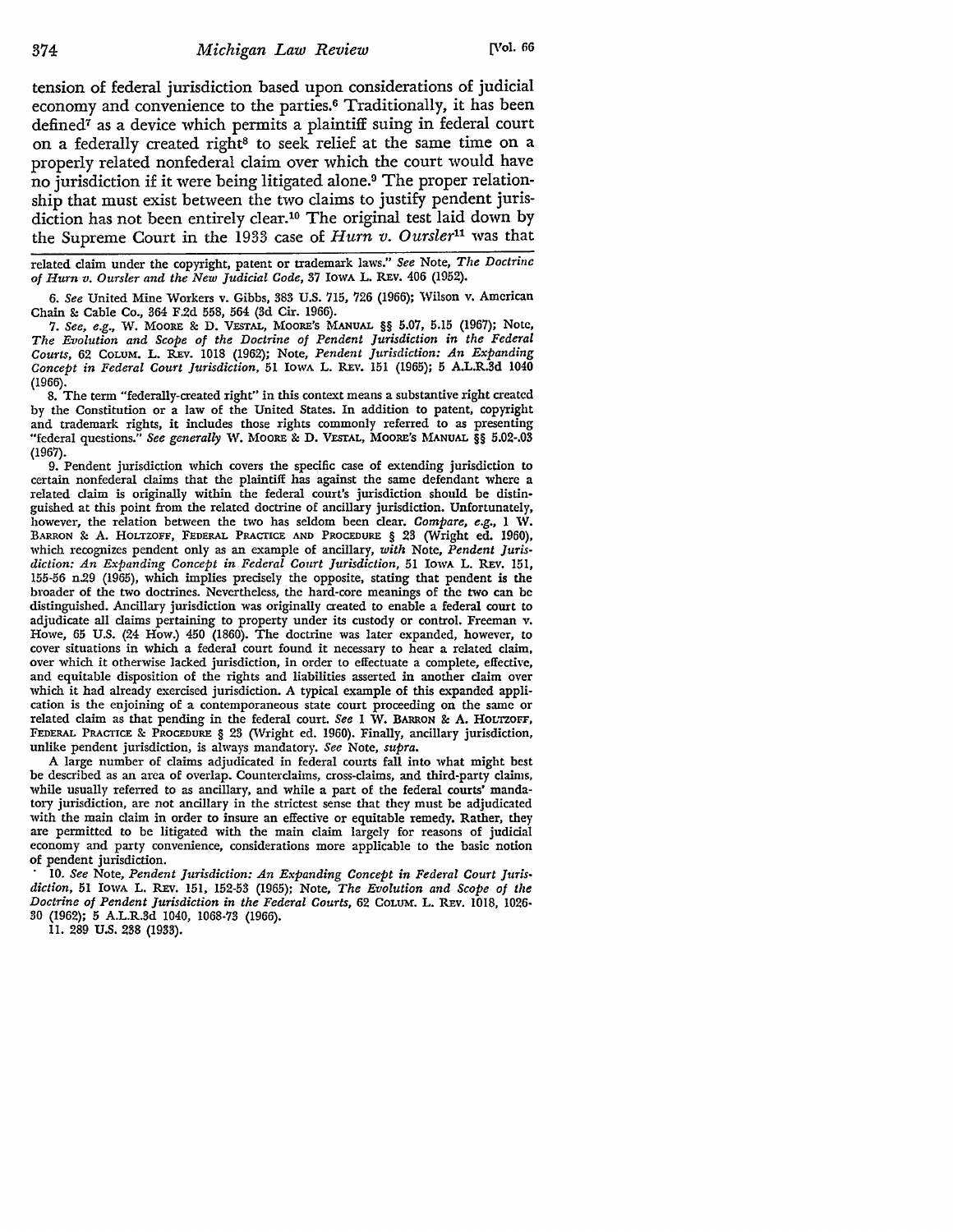tension of federal jurisdiction based upon considerations of judicial economy and convenience to the parties.[6] Traditionally, it has been defined[7] as a device which permits a plaintiff suing in federal court on a federally created right[8] to seek relief at the same time on a properly related nonfederal claim over which the court would have no jurisdiction if it were being litigated alone.[9] The proper relationship that must exist between the two claims to justify pendent jurisdiction has not been entirely clear.[10] The original test laid down by the Supreme Court in the 1933 case of *Hurn v. Oursler*[11] was that

---

related claim under the copyright, patent or trademark laws." *See* Note, *The Doctrine of Hurn v. Oursler and the New Judicial Code*, 37 IOWA L. REV. 406 (1952).

6. *See* United Mine Workers v. Gibbs, 383 U.S. 715, 726 (1966); Wilson v. American Chain & Cable Co., 364 F.2d 558, 564 (3d Cir. 1966).

7. *See, e.g.,* W. MOORE & D. VESTAL, MOORE'S MANUAL §§ 5.07, 5.15 (1967); Note, *The Evolution and Scope of the Doctrine of Pendent Jurisdiction in the Federal Courts*, 62 COLUM. L. REV. 1018 (1962); Note, *Pendent Jurisdiction: An Expanding Concept in Federal Court Jurisdiction*, 51 IOWA L. REV. 151 (1965); 5 A.L.R.3d 1040 (1966).

8. The term "federally-created right" in this context means a substantive right created by the Constitution or a law of the United States. In addition to patent, copyright and trademark rights, it includes those rights commonly referred to as presenting "federal questions." *See generally* W. MOORE & D. VESTAL, MOORE'S MANUAL §§ 5.02-.03 (1967).

9. Pendent jurisdiction which covers the specific case of extending jurisdiction to certain nonfederal claims that the plaintiff has against the same defendant where a related claim is originally within the federal court's jurisdiction should be distinguished at this point from the related doctrine of ancillary jurisdiction. Unfortunately, however, the relation between the two has seldom been clear. *Compare, e.g.,* 1 W. BARRON & A. HOLTZOFF, FEDERAL PRACTICE AND PROCEDURE § 23 (Wright ed. 1960), which recognizes pendent only as an example of ancillary, *with* Note, *Pendent Jurisdiction: An Expanding Concept in Federal Court Jurisdiction*, 51 IOWA L. REV. 151, 155-56 n.29 (1965), which implies precisely the opposite, stating that pendent is the broader of the two doctrines. Nevertheless, the hard-core meanings of the two can be distinguished. Ancillary jurisdiction was originally created to enable a federal court to adjudicate all claims pertaining to property under its custody or control. Freeman v. Howe, 65 U.S. (24 How.) 450 (1860). The doctrine was later expanded, however, to cover situations in which a federal court found it necessary to hear a related claim, over which it otherwise lacked jurisdiction, in order to effectuate a complete, effective, and equitable disposition of the rights and liabilities asserted in another claim over which it had already exercised jurisdiction. A typical example of this expanded application is the enjoining of a contemporaneous state court proceeding on the same or related claim as that pending in the federal court. *See* 1 W. BARRON & A. HOLTZOFF, FEDERAL PRACTICE & PROCEDURE § 23 (Wright ed. 1960). Finally, ancillary jurisdiction, unlike pendent jurisdiction, is always mandatory. *See* Note, *supra.*

A large number of claims adjudicated in federal courts fall into what might best be described as an area of overlap. Counterclaims, cross-claims, and third-party claims, while usually referred to as ancillary, and while a part of the federal courts' mandatory jurisdiction, are not ancillary in the strictest sense that they must be adjudicated with the main claim in order to insure an effective or equitable remedy. Rather, they are permitted to be litigated with the main claim largely for reasons of judicial economy and party convenience, considerations more applicable to the basic notion of pendent jurisdiction.

10. *See* Note, *Pendent Jurisdiction: An Expanding Concept in Federal Court Jurisdiction*, 51 IOWA L. REV. 151, 152-53 (1965); Note, *The Evolution and Scope of the Doctrine of Pendent Jurisdiction in the Federal Courts*, 62 COLUM. L. REV. 1018, 1026-30 (1962); 5 A.L.R.3d 1040, 1068-73 (1966).

11. 289 U.S. 238 (1933).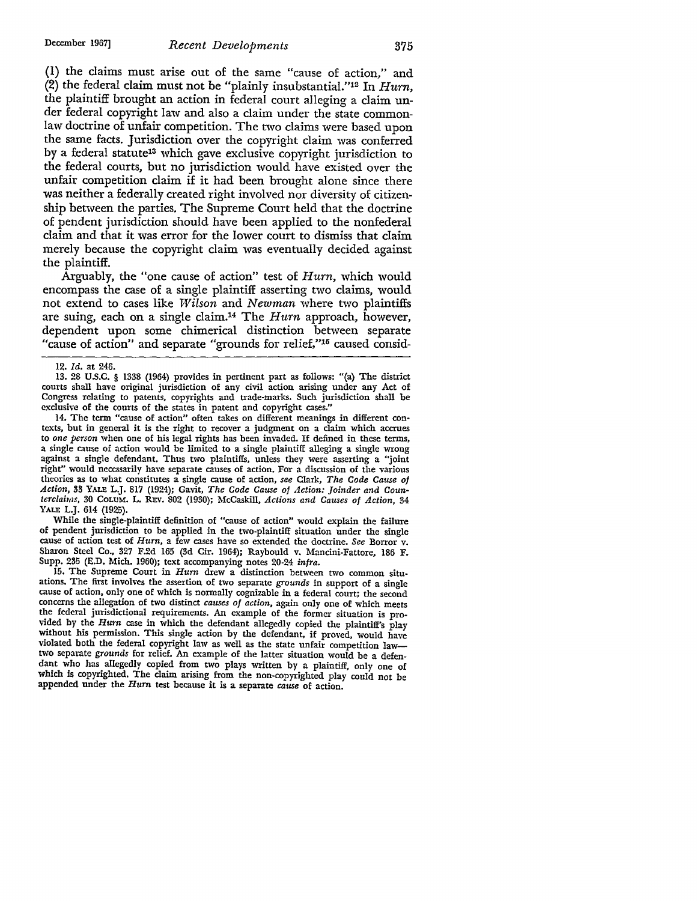(1) the claims must arise out of the same "cause of action," and (2) the federal claim must not be "plainly insubstantial."[12] In *Hurn*, the plaintiff brought an action in federal court alleging a claim under federal copyright law and also a claim under the state common-law doctrine of unfair competition. The two claims were based upon the same facts. Jurisdiction over the copyright claim was conferred by a federal statute[13] which gave exclusive copyright jurisdiction to the federal courts, but no jurisdiction would have existed over the unfair competition claim if it had been brought alone since there was neither a federally created right involved nor diversity of citizenship between the parties. The Supreme Court held that the doctrine of pendent jurisdiction should have been applied to the nonfederal claim and that it was error for the lower court to dismiss that claim merely because the copyright claim was eventually decided against the plaintiff.

Arguably, the "one cause of action" test of *Hurn*, which would encompass the case of a single plaintiff asserting two claims, would not extend to cases like *Wilson* and *Newman* where two plaintiffs are suing, each on a single claim.[14] The *Hurn* approach, however, dependent upon some chimerical distinction between separate "cause of action" and separate "grounds for relief,"[15] caused consid-

---

12. *Id.* at 246.

13. 28 U.S.C. § 1338 (1964) provides in pertinent part as follows: "(a) The district courts shall have original jurisdiction of any civil action arising under any Act of Congress relating to patents, copyrights and trade-marks. Such jurisdiction shall be exclusive of the courts of the states in patent and copyright cases."

14. The term "cause of action" often takes on different meanings in different contexts, but in general it is the right to recover a judgment on a claim which accrues to *one person* when one of his legal rights has been invaded. If defined in these terms, a single cause of action would be limited to a single plaintiff alleging a single wrong against a single defendant. Thus two plaintiffs, unless they were asserting a "joint right" would necessarily have separate causes of action. For a discussion of the various theories as to what constitutes a single cause of action, *see* Clark, *The Code Cause of Action*, 33 YALE L.J. 817 (1924); Gavit, *The Code Cause of Action: Joinder and Counterclaims*, 30 COLUM. L. REV. 802 (1930); McCaskill, *Actions and Causes of Action*, 34 YALE L.J. 614 (1925).

While the single-plaintiff definition of "cause of action" would explain the failure of pendent jurisdiction to be applied in the two-plaintiff situation under the single cause of action test of *Hurn*, a few cases have so extended the doctrine. *See* Borror v. Sharon Steel Co., 327 F.2d 165 (3d Cir. 1964); Raybould v. Mancini-Fattore, 186 F. Supp. 235 (E.D. Mich. 1960); text accompanying notes 20-24 *infra*.

15. The Supreme Court in *Hurn* drew a distinction between two common situations. The first involves the assertion of two separate *grounds* in support of a single cause of action, only one of which is normally cognizable in a federal court; the second concerns the allegation of two distinct *causes of action*, again only one of which meets the federal jurisdictional requirements. An example of the former situation is provided by the *Hurn* case in which the defendant allegedly copied the plaintiff's play without his permission. This single action by the defendant, if proved, would have violated both the federal copyright law as well as the state unfair competition law—two separate *grounds* for relief. An example of the latter situation would be a defendant who has allegedly copied from two plays written by a plaintiff, only one of which is copyrighted. The claim arising from the non-copyrighted play could not be appended under the *Hurn* test because it is a separate *cause* of action.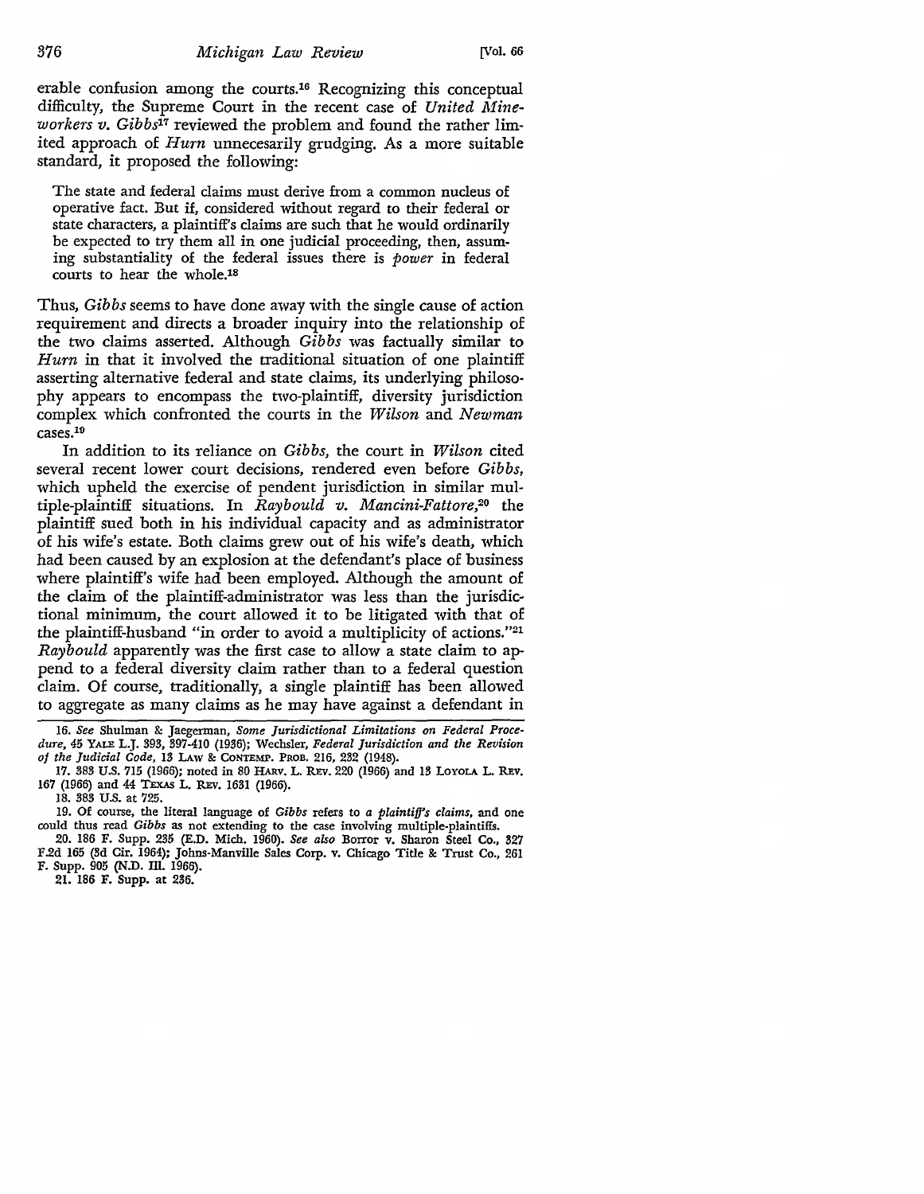erable confusion among the courts.[16] Recognizing this conceptual difficulty, the Supreme Court in the recent case of *United Mineworkers v. Gibbs*[17] reviewed the problem and found the rather limited approach of *Hurn* unnecesarily grudging. As a more suitable standard, it proposed the following:

> The state and federal claims must derive from a common nucleus of operative fact. But if, considered without regard to their federal or state characters, a plaintiff's claims are such that he would ordinarily be expected to try them all in one judicial proceeding, then, assuming substantiality of the federal issues there is *power* in federal courts to hear the whole.[18]

Thus, *Gibbs* seems to have done away with the single cause of action requirement and directs a broader inquiry into the relationship of the two claims asserted. Although *Gibbs* was factually similar to *Hurn* in that it involved the traditional situation of one plaintiff asserting alternative federal and state claims, its underlying philosophy appears to encompass the two-plaintiff, diversity jurisdiction complex which confronted the courts in the *Wilson* and *Newman* cases.[19]

In addition to its reliance on *Gibbs*, the court in *Wilson* cited several recent lower court decisions, rendered even before *Gibbs*, which upheld the exercise of pendent jurisdiction in similar multiple-plaintiff situations. In *Raybould v. Mancini-Fattore*,[20] the plaintiff sued both in his individual capacity and as administrator of his wife's estate. Both claims grew out of his wife's death, which had been caused by an explosion at the defendant's place of business where plaintiff's wife had been employed. Although the amount of the claim of the plaintiff-administrator was less than the jurisdictional minimum, the court allowed it to be litigated with that of the plaintiff-husband "in order to avoid a multiplicity of actions."[21] *Raybould* apparently was the first case to allow a state claim to append to a federal diversity claim rather than to a federal question claim. Of course, traditionally, a single plaintiff has been allowed to aggregate as many claims as he may have against a defendant in

---

16. *See* Shulman & Jaegerman, *Some Jurisdictional Limitations on Federal Procedure*, 45 YALE L.J. 393, 397-410 (1936); Wechsler, *Federal Jurisdiction and the Revision of the Judicial Code*, 13 LAW & CONTEMP. PROB. 216, 232 (1948).

17. 383 U.S. 715 (1966); noted in 80 HARV. L. REV. 220 (1966) and 13 LOYOLA L. REV. 167 (1966) and 44 TEXAS L. REV. 1631 (1966).

18. 383 U.S. at 725.

19. Of course, the literal language of *Gibbs* refers to *a plaintiff's claims*, and one could thus read *Gibbs* as not extending to the case involving multiple-plaintiffs.

20. 186 F. Supp. 235 (E.D. Mich. 1960). *See also* Borror v. Sharon Steel Co., 327 F.2d 165 (3d Cir. 1964); Johns-Manville Sales Corp. v. Chicago Title & Trust Co., 261 F. Supp. 905 (N.D. Ill. 1966).

21. 186 F. Supp. at 236.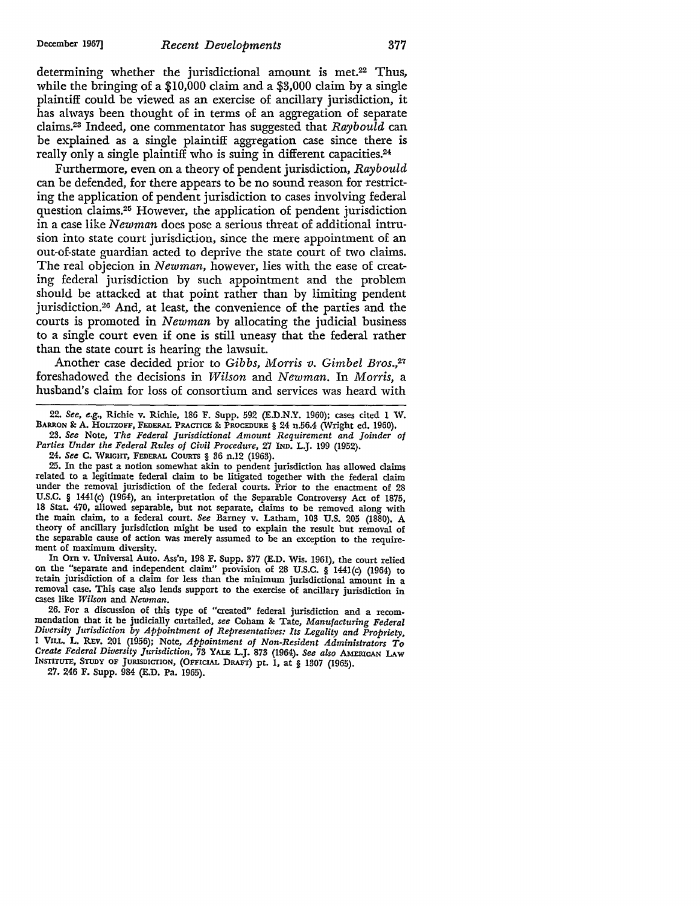determining whether the jurisdictional amount is met.[22] Thus, while the bringing of a $10,000 claim and a $3,000 claim by a single plaintiff could be viewed as an exercise of ancillary jurisdiction, it has always been thought of in terms of an aggregation of separate claims.[23] Indeed, one commentator has suggested that *Raybould* can be explained as a single plaintiff aggregation case since there is really only a single plaintiff who is suing in different capacities.[24]

Furthermore, even on a theory of pendent jurisdiction, *Raybould* can be defended, for there appears to be no sound reason for restricting the application of pendent jurisdiction to cases involving federal question claims.[25] However, the application of pendent jurisdiction in a case like *Newman* does pose a serious threat of additional intrusion into state court jurisdiction, since the mere appointment of an out-of-state guardian acted to deprive the state court of two claims. The real objecion in *Newman*, however, lies with the ease of creating federal jurisdiction by such appointment and the problem should be attacked at that point rather than by limiting pendent jurisdiction.[26] And, at least, the convenience of the parties and the courts is promoted in *Newman* by allocating the judicial business to a single court even if one is still uneasy that the federal rather than the state court is hearing the lawsuit.

Another case decided prior to *Gibbs, Morris v. Gimbel Bros.*,[27] foreshadowed the decisions in *Wilson* and *Newman*. In *Morris*, a husband's claim for loss of consortium and services was heard with

---

22. *See, e.g.*, Richie v. Richie, 186 F. Supp. 592 (E.D.N.Y. 1960); cases cited 1 W. BARRON & A. HOLTZOFF, FEDERAL PRACTICE & PROCEDURE § 24 n.56.4 (Wright ed. 1960).

23. *See* Note, *The Federal Jurisdictional Amount Requirement and Joinder of Parties Under the Federal Rules of Civil Procedure*, 27 IND. L.J. 199 (1952).

24. *See* C. WRIGHT, FEDERAL COURTS § 36 n.12 (1963).

25. In the past a notion somewhat akin to pendent jurisdiction has allowed claims related to a legitimate federal claim to be litigated together with the federal claim under the removal jurisdiction of the federal courts. Prior to the enactment of 28 U.S.C. § 1441(c) (1964), an interpretation of the Separable Controversy Act of 1875, 18 Stat. 470, allowed separable, but not separate, claims to be removed along with the main claim, to a federal court. *See* Barney v. Latham, 103 U.S. 205 (1880). A theory of ancillary jurisdiction might be used to explain the result but removal of the separable cause of action was merely assumed to be an exception to the requirement of maximum diversity.

In Orn v. Universal Auto. Ass'n, 198 F. Supp. 377 (E.D. Wis. 1961), the court relied on the "separate and independent claim" provision of 28 U.S.C. § 1441(c) (1964) to retain jurisdiction of a claim for less than the minimum jurisdictional amount in a removal case. This case also lends support to the exercise of ancillary jurisdiction in cases like *Wilson* and *Newman*.

26. For a discussion of this type of "created" federal jurisdiction and a recommendation that it be judicially curtailed, *see* Coham & Tate, *Manufacturing Federal Diversity Jurisdiction by Appointment of Representatives: Its Legality and Propriety*, 1 VILL. L. REV. 201 (1956); Note, *Appointment of Non-Resident Administrators To Create Federal Diversity Jurisdiction*, 73 YALE L.J. 873 (1964). *See also* AMERICAN LAW INSTITUTE, STUDY OF JURISDICTION, (OFFICIAL DRAFT) pt. I, at § 1307 (1965).

27. 246 F. Supp. 984 (E.D. Pa. 1965).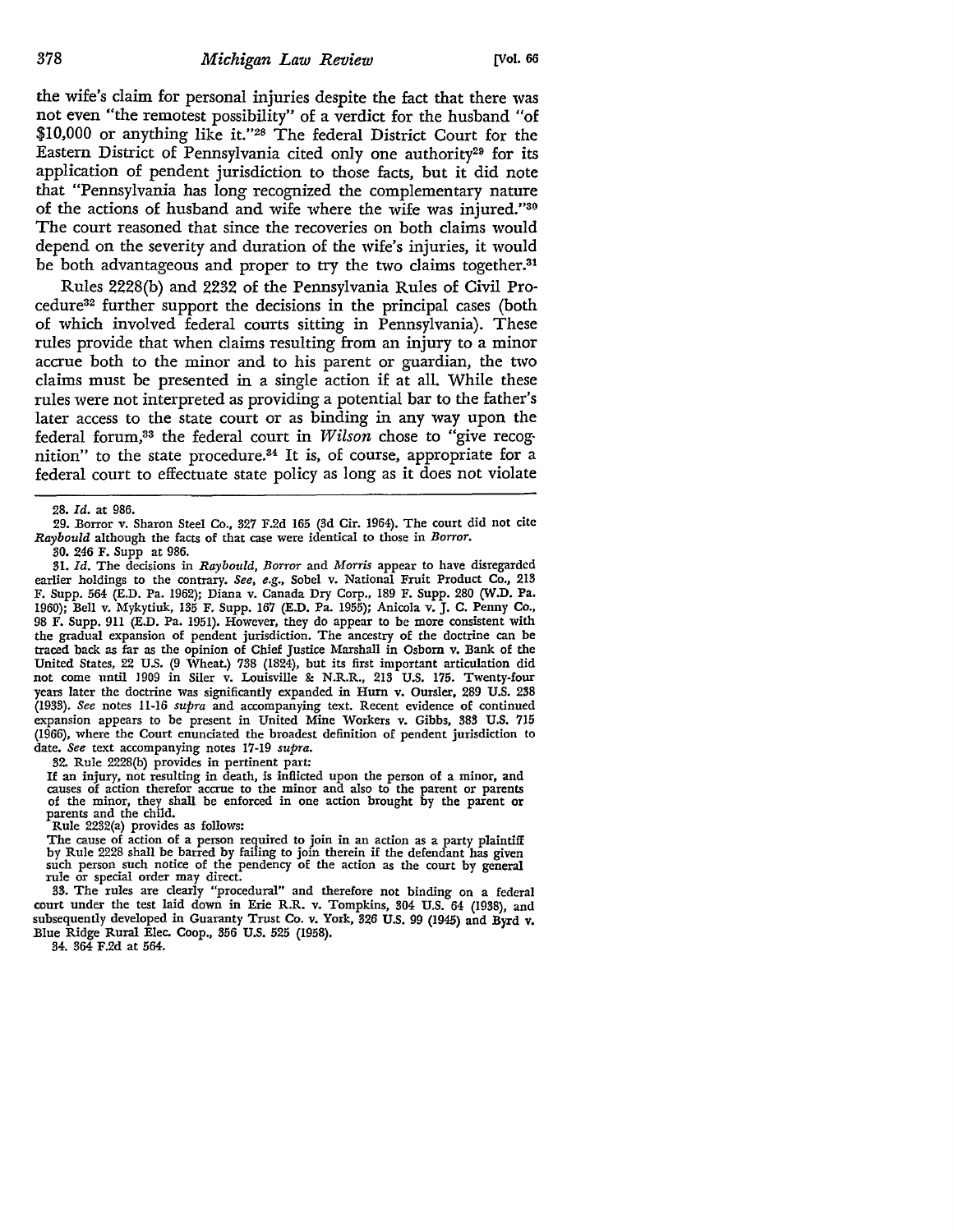the wife's claim for personal injuries despite the fact that there was not even "the remotest possibility" of a verdict for the husband "of $10,000 or anything like it."[28] The federal District Court for the Eastern District of Pennsylvania cited only one authority[29] for its application of pendent jurisdiction to those facts, but it did note that "Pennsylvania has long recognized the complementary nature of the actions of husband and wife where the wife was injured."[30] The court reasoned that since the recoveries on both claims would depend on the severity and duration of the wife's injuries, it would be both advantageous and proper to try the two claims together.[31]

Rules 2228(b) and 2232 of the Pennsylvania Rules of Civil Procedure[32] further support the decisions in the principal cases (both of which involved federal courts sitting in Pennsylvania). These rules provide that when claims resulting from an injury to a minor accrue both to the minor and to his parent or guardian, the two claims must be presented in a single action if at all. While these rules were not interpreted as providing a potential bar to the father's later access to the state court or as binding in any way upon the federal forum,[33] the federal court in *Wilson* chose to "give recognition" to the state procedure.[34] It is, of course, appropriate for a federal court to effectuate state policy as long as it does not violate

---

28. *Id.* at 986.

29. Borror v. Sharon Steel Co., 327 F.2d 165 (3d Cir. 1964). The court did not cite *Raybould* although the facts of that case were identical to those in *Borror.*

30. 246 F. Supp at 986.

31. *Id.* The decisions in *Raybould, Borror* and *Morris* appear to have disregarded earlier holdings to the contrary. *See, e.g.,* Sobel v. National Fruit Product Co., 213 F. Supp. 564 (E.D. Pa. 1962); Diana v. Canada Dry Corp., 189 F. Supp. 280 (W.D. Pa. 1960); Bell v. Mykytiuk, 135 F. Supp. 167 (E.D. Pa. 1955); Anicola v. J. C. Penny Co., 98 F. Supp. 911 (E.D. Pa. 1951). However, they do appear to be more consistent with the gradual expansion of pendent jurisdiction. The ancestry of the doctrine can be traced back as far as the opinion of Chief Justice Marshall in Osborn v. Bank of the United States, 22 U.S. (9 Wheat.) 738 (1824), but its first important articulation did not come until 1909 in Siler v. Louisville & N.R.R., 213 U.S. 175. Twenty-four years later the doctrine was significantly expanded in Hurn v. Oursler, 289 U.S. 238 (1933). *See* notes 11-16 *supra* and accompanying text. Recent evidence of continued expansion appears to be present in United Mine Workers v. Gibbs, 383 U.S. 715 (1966), where the Court enunciated the broadest definition of pendent jurisdiction to date. *See* text accompanying notes 17-19 *supra.*

32. Rule 2228(b) provides in pertinent part:

> If an injury, not resulting in death, is inflicted upon the person of a minor, and causes of action therefor accrue to the minor and also to the parent or parents of the minor, they shall be enforced in one action brought by the parent or parents and the child.

Rule 2232(a) provides as follows:

> The cause of action of a person required to join in an action as a party plaintiff by Rule 2228 shall be barred by failing to join therein if the defendant has given such person such notice of the pendency of the action as the court by general rule or special order may direct.

33. The rules are clearly "procedural" and therefore not binding on a federal court under the test laid down in Erie R.R. v. Tompkins, 304 U.S. 64 (1938), and subsequently developed in Guaranty Trust Co. v. York, 326 U.S. 99 (1945) and Byrd v. Blue Ridge Rural Elec. Coop., 356 U.S. 525 (1958).

34. 364 F.2d at 564.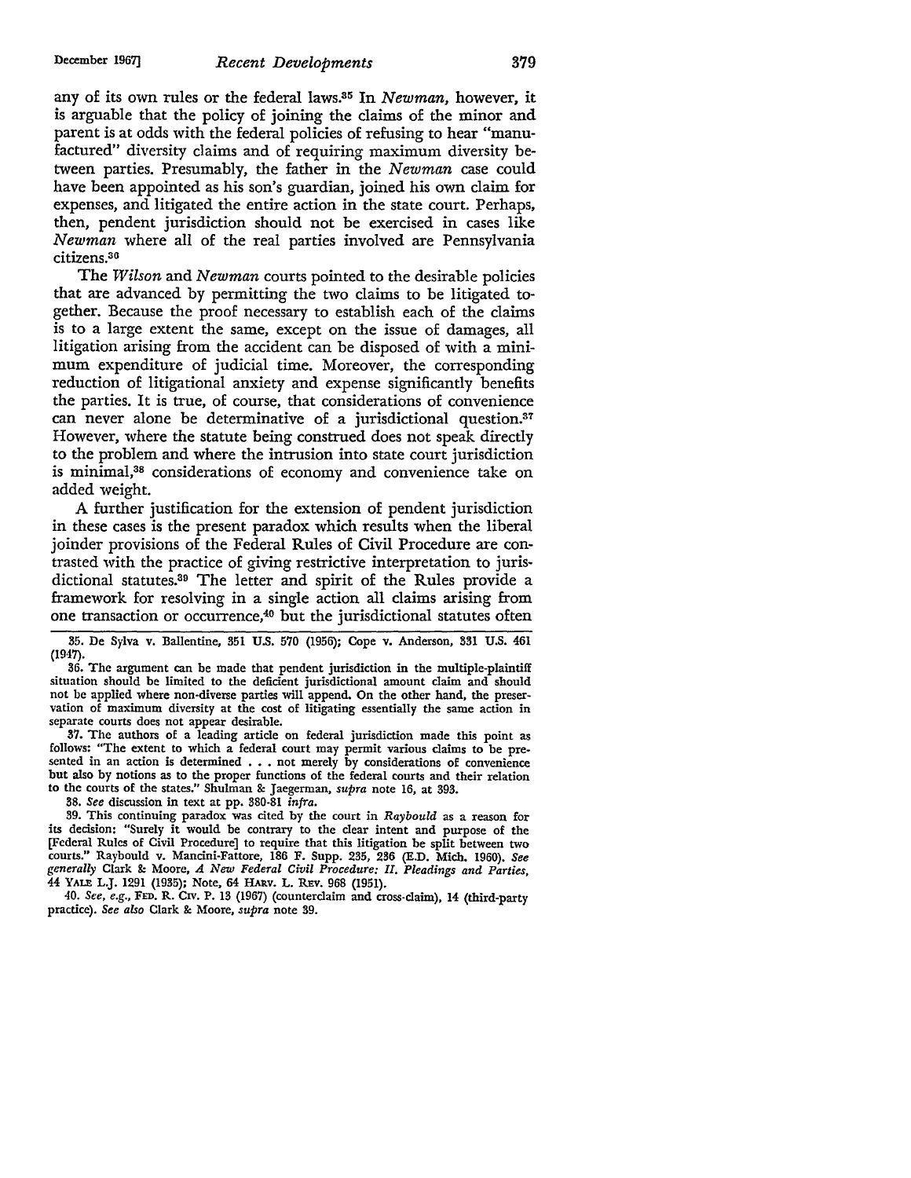any of its own rules or the federal laws.[35] In *Newman*, however, it is arguable that the policy of joining the claims of the minor and parent is at odds with the federal policies of refusing to hear "manufactured" diversity claims and of requiring maximum diversity between parties. Presumably, the father in the *Newman* case could have been appointed as his son's guardian, joined his own claim for expenses, and litigated the entire action in the state court. Perhaps, then, pendent jurisdiction should not be exercised in cases like *Newman* where all of the real parties involved are Pennsylvania citizens.[36]

The *Wilson* and *Newman* courts pointed to the desirable policies that are advanced by permitting the two claims to be litigated together. Because the proof necessary to establish each of the claims is to a large extent the same, except on the issue of damages, all litigation arising from the accident can be disposed of with a minimum expenditure of judicial time. Moreover, the corresponding reduction of litigational anxiety and expense significantly benefits the parties. It is true, of course, that considerations of convenience can never alone be determinative of a jurisdictional question.[37] However, where the statute being construed does not speak directly to the problem and where the intrusion into state court jurisdiction is minimal,[38] considerations of economy and convenience take on added weight.

A further justification for the extension of pendent jurisdiction in these cases is the present paradox which results when the liberal joinder provisions of the Federal Rules of Civil Procedure are contrasted with the practice of giving restrictive interpretation to jurisdictional statutes.[39] The letter and spirit of the Rules provide a framework for resolving in a single action all claims arising from one transaction or occurrence,[40] but the jurisdictional statutes often

---

35. De Sylva v. Ballentine, 351 U.S. 570 (1956); Cope v. Anderson, 331 U.S. 461 (1947).

36. The argument can be made that pendent jurisdiction in the multiple-plaintiff situation should be limited to the deficient jurisdictional amount claim and should not be applied where non-diverse parties will append. On the other hand, the preservation of maximum diversity at the cost of litigating essentially the same action in separate courts does not appear desirable.

37. The authors of a leading article on federal jurisdiction made this point as follows: "The extent to which a federal court may permit various claims to be presented in an action is determined . . . not merely by considerations of convenience but also by notions as to the proper functions of the federal courts and their relation to the courts of the states." Shulman & Jaegerman, *supra* note 16, at 393.

38. *See* discussion in text at pp. 380-81 *infra*.

39. This continuing paradox was cited by the court in *Raybould* as a reason for its decision: "Surely it would be contrary to the clear intent and purpose of the [Federal Rules of Civil Procedure] to require that this litigation be split between two courts." Raybould v. Mancini-Fattore, 186 F. Supp. 235, 236 (E.D. Mich. 1960). *See generally* Clark & Moore, *A New Federal Civil Procedure: II. Pleadings and Parties*, 44 YALE L.J. 1291 (1935); Note, 64 HARV. L. REV. 968 (1951).

40. *See, e.g.*, FED. R. CIV. P. 13 (1967) (counterclaim and cross-claim), 14 (third-party practice). *See also* Clark & Moore, *supra* note 39.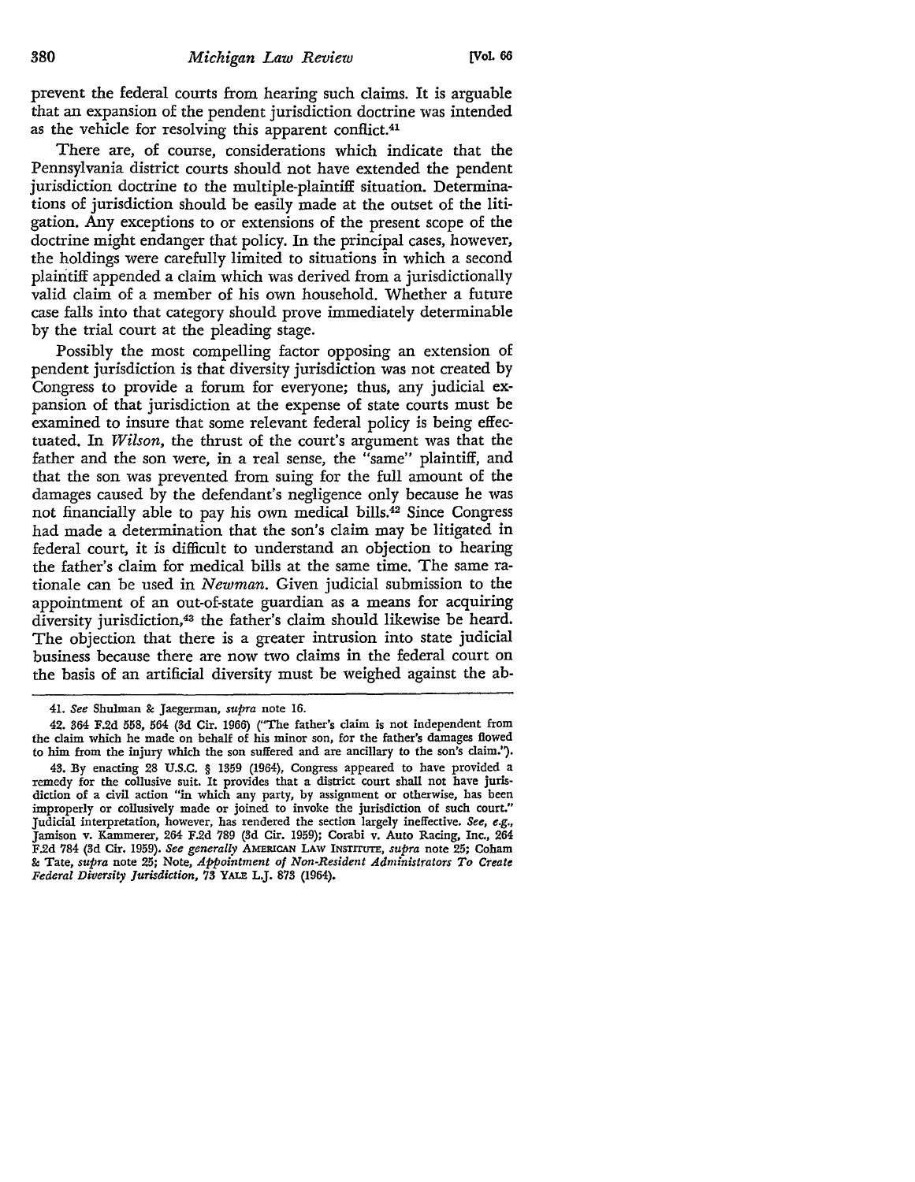prevent the federal courts from hearing such claims. It is arguable that an expansion of the pendent jurisdiction doctrine was intended as the vehicle for resolving this apparent conflict.[41]

There are, of course, considerations which indicate that the Pennsylvania district courts should not have extended the pendent jurisdiction doctrine to the multiple-plaintiff situation. Determinations of jurisdiction should be easily made at the outset of the litigation. Any exceptions to or extensions of the present scope of the doctrine might endanger that policy. In the principal cases, however, the holdings were carefully limited to situations in which a second plaintiff appended a claim which was derived from a jurisdictionally valid claim of a member of his own household. Whether a future case falls into that category should prove immediately determinable by the trial court at the pleading stage.

Possibly the most compelling factor opposing an extension of pendent jurisdiction is that diversity jurisdiction was not created by Congress to provide a forum for everyone; thus, any judicial expansion of that jurisdiction at the expense of state courts must be examined to insure that some relevant federal policy is being effectuated. In *Wilson*, the thrust of the court's argument was that the father and the son were, in a real sense, the "same" plaintiff, and that the son was prevented from suing for the full amount of the damages caused by the defendant's negligence only because he was not financially able to pay his own medical bills.[42] Since Congress had made a determination that the son's claim may be litigated in federal court, it is difficult to understand an objection to hearing the father's claim for medical bills at the same time. The same rationale can be used in *Newman*. Given judicial submission to the appointment of an out-of-state guardian as a means for acquiring diversity jurisdiction,[43] the father's claim should likewise be heard. The objection that there is a greater intrusion into state judicial business because there are now two claims in the federal court on the basis of an artificial diversity must be weighed against the ab-

---

41. *See* Shulman & Jaegerman, *supra* note 16.

42. 364 F.2d 558, 564 (3d Cir. 1966) ("The father's claim is not independent from the claim which he made on behalf of his minor son, for the father's damages flowed to him from the injury which the son suffered and are ancillary to the son's claim.").

43. By enacting 28 U.S.C. § 1359 (1964), Congress appeared to have provided a remedy for the collusive suit. It provides that a district court shall not have jurisdiction of a civil action "in which any party, by assignment or otherwise, has been improperly or collusively made or joined to invoke the jurisdiction of such court." Judicial interpretation, however, has rendered the section largely ineffective. *See, e.g.*, Jamison v. Kammerer, 264 F.2d 789 (3d Cir. 1959); Corabi v. Auto Racing, Inc., 264 F.2d 784 (3d Cir. 1959). *See generally* AMERICAN LAW INSTITUTE, *supra* note 25; Coham & Tate, *supra* note 25; Note, *Appointment of Non-Resident Administrators To Create Federal Diversity Jurisdiction*, 73 YALE L.J. 873 (1964).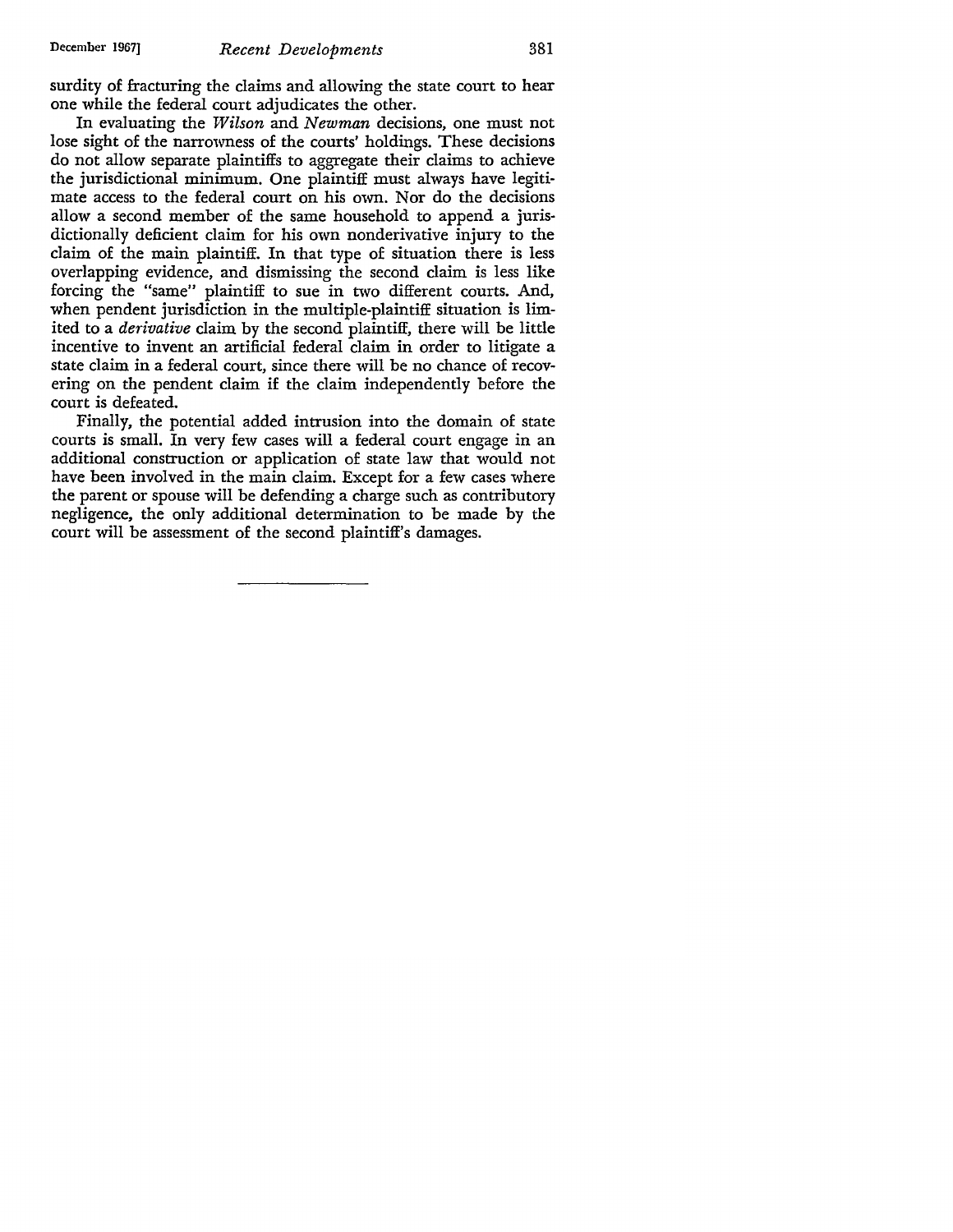surdity of fracturing the claims and allowing the state court to hear one while the federal court adjudicates the other.

In evaluating the *Wilson* and *Newman* decisions, one must not lose sight of the narrowness of the courts' holdings. These decisions do not allow separate plaintiffs to aggregate their claims to achieve the jurisdictional minimum. One plaintiff must always have legitimate access to the federal court on his own. Nor do the decisions allow a second member of the same household to append a jurisdictionally deficient claim for his own nonderivative injury to the claim of the main plaintiff. In that type of situation there is less overlapping evidence, and dismissing the second claim is less like forcing the "same" plaintiff to sue in two different courts. And, when pendent jurisdiction in the multiple-plaintiff situation is limited to a *derivative* claim by the second plaintiff, there will be little incentive to invent an artificial federal claim in order to litigate a state claim in a federal court, since there will be no chance of recovering on the pendent claim if the claim independently before the court is defeated.

Finally, the potential added intrusion into the domain of state courts is small. In very few cases will a federal court engage in an additional construction or application of state law that would not have been involved in the main claim. Except for a few cases where the parent or spouse will be defending a charge such as contributory negligence, the only additional determination to be made by the court will be assessment of the second plaintiff's damages.